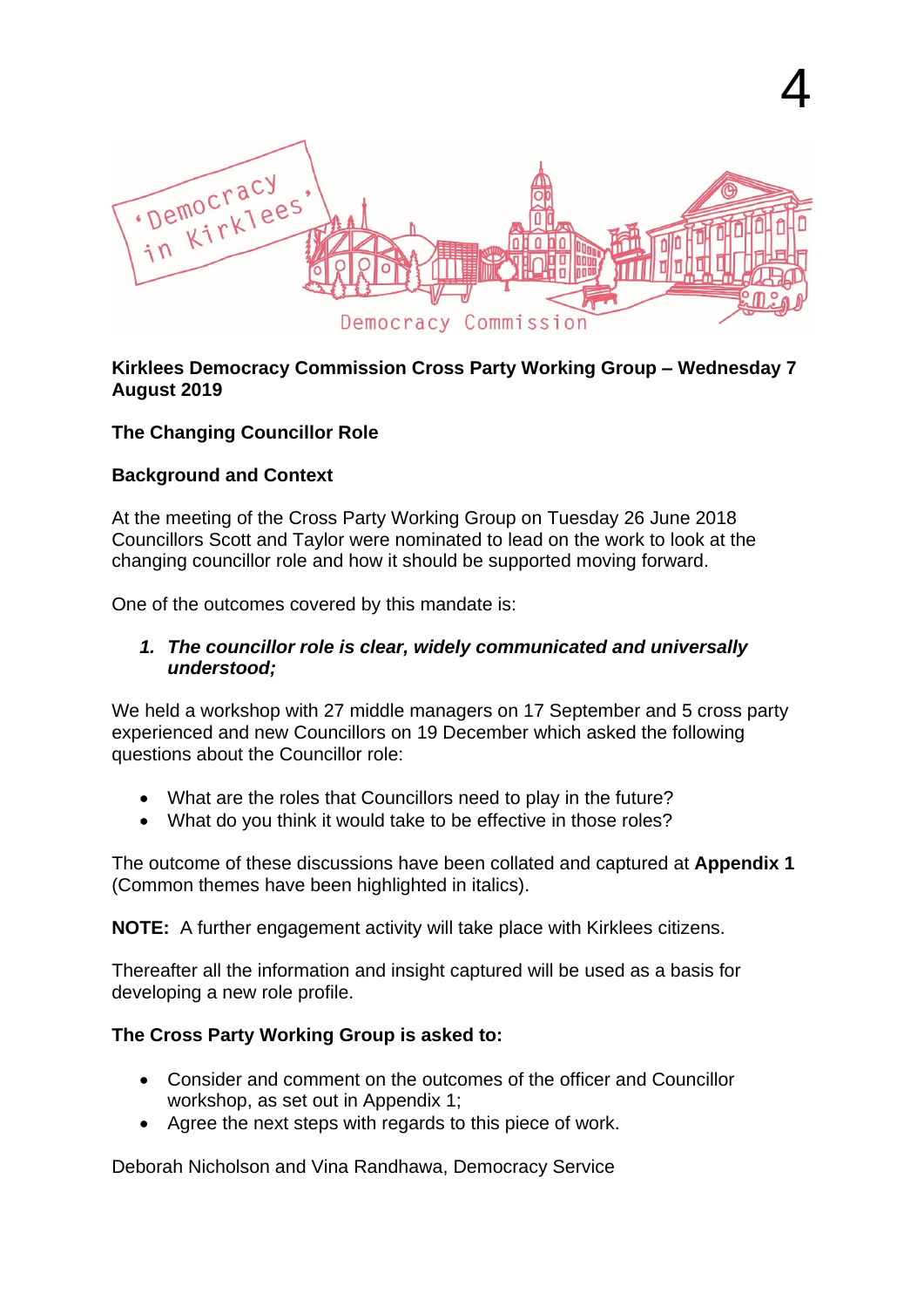**Kirklees Democracy Commission Cross Party Working Group – Wednesday 7 August 2019**

**The Changing Councillor Role**

**Background and Context**

At the meeting of the Cross Party Working Group on Tuesday 26 June 2018 Councillors Scott and Taylor were nominated to lead on the work to look at the changing councillor role and how it should be supported moving forward.

One of the outcomes covered by this mandate is:

1. ***The councillor role is clear, widely communicated and universally understood;***

We held a workshop with 27 middle managers on 17 September and 5 cross party experienced and new Councillors on 19 December which asked the following questions about the Councillor role:

- What are the roles that Councillors need to play in the future?
- What do you think it would take to be effective in those roles?

The outcome of these discussions have been collated and captured at **Appendix 1** (Common themes have been highlighted in italics).

**NOTE:** A further engagement activity will take place with Kirklees citizens.

Thereafter all the information and insight captured will be used as a basis for developing a new role profile.

**The Cross Party Working Group is asked to:**

- Consider and comment on the outcomes of the officer and Councillor workshop, as set out in Appendix 1;
- Agree the next steps with regards to this piece of work.

Deborah Nicholson and Vina Randhawa, Democracy Service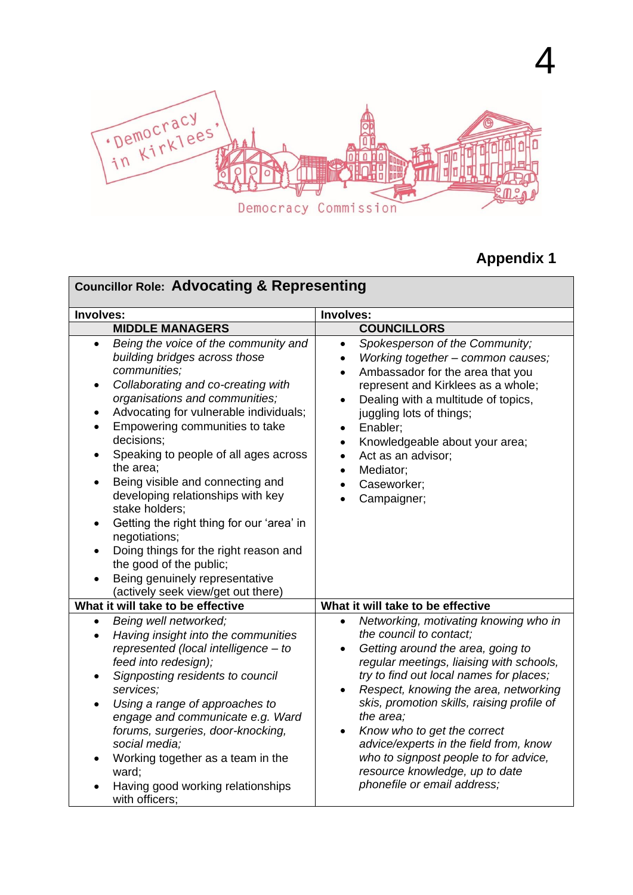## Appendix 1

| **Councillor Role: Advocating & Representing** | |
|---|---|
| **Involves:** | **Involves:** |
| **MIDDLE MANAGERS** | **COUNCILLORS** |
| • *Being the voice of the community and building bridges across those communities;*<br>• *Collaborating and co-creating with organisations and communities;*<br>• Advocating for vulnerable individuals;<br>• Empowering communities to take decisions;<br>• Speaking to people of all ages across the area;<br>• Being visible and connecting and developing relationships with key stake holders;<br>• Getting the right thing for our 'area' in negotiations;<br>• Doing things for the right reason and the good of the public;<br>• Being genuinely representative (actively seek view/get out there) | • *Spokesperson of the Community;*<br>• *Working together – common causes;*<br>• Ambassador for the area that you represent and Kirklees as a whole;<br>• Dealing with a multitude of topics, juggling lots of things;<br>• Enabler;<br>• Knowledgeable about your area;<br>• Act as an advisor;<br>• Mediator;<br>• Caseworker;<br>• Campaigner; |
| **What it will take to be effective** | **What it will take to be effective** |
| • *Being well networked;*<br>• *Having insight into the communities represented (local intelligence – to feed into redesign);*<br>• *Signposting residents to council services;*<br>• *Using a range of approaches to engage and communicate e.g. Ward forums, surgeries, door-knocking, social media;*<br>• Working together as a team in the ward;<br>• Having good working relationships with officers; | • *Networking, motivating knowing who in the council to contact;*<br>• *Getting around the area, going to regular meetings, liaising with schools, try to find out local names for places;*<br>• *Respect, knowing the area, networking skis, promotion skills, raising profile of the area;*<br>• *Know who to get the correct advice/experts in the field from, know who to signpost people to for advice, resource knowledge, up to date phonefile or email address;* |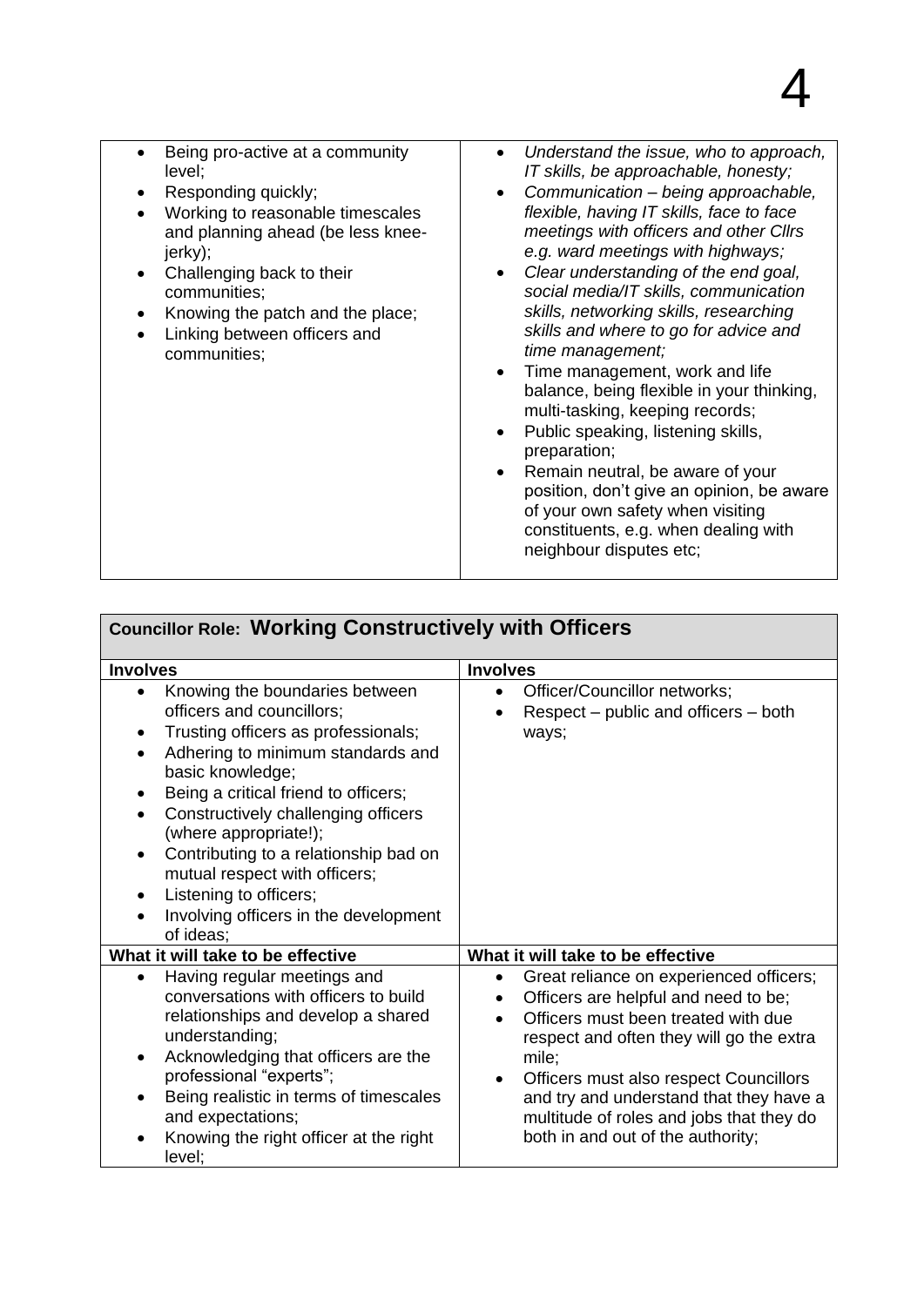| | |
|---|---|
| • Being pro-active at a community level;<br>• Responding quickly;<br>• Working to reasonable timescales and planning ahead (be less knee-jerky);<br>• Challenging back to their communities;<br>• Knowing the patch and the place;<br>• Linking between officers and communities; | • *Understand the issue, who to approach, IT skills, be approachable, honesty;*<br>• *Communication – being approachable, flexible, having IT skills, face to face meetings with officers and other Cllrs e.g. ward meetings with highways;*<br>• *Clear understanding of the end goal, social media/IT skills, communication skills, networking skills, researching skills and where to go for advice and time management;*<br>• Time management, work and life balance, being flexible in your thinking, multi-tasking, keeping records;<br>• Public speaking, listening skills, preparation;<br>• Remain neutral, be aware of your position, don't give an opinion, be aware of your own safety when visiting constituents, e.g. when dealing with neighbour disputes etc; |

| **Councillor Role: Working Constructively with Officers** | |
|---|---|
| **Involves** | **Involves** |
| • Knowing the boundaries between officers and councillors;<br>• Trusting officers as professionals;<br>• Adhering to minimum standards and basic knowledge;<br>• Being a critical friend to officers;<br>• Constructively challenging officers (where appropriate!);<br>• Contributing to a relationship bad on mutual respect with officers;<br>• Listening to officers;<br>• Involving officers in the development of ideas; | • Officer/Councillor networks;<br>• Respect – public and officers – both ways; |
| **What it will take to be effective** | **What it will take to be effective** |
| • Having regular meetings and conversations with officers to build relationships and develop a shared understanding;<br>• Acknowledging that officers are the professional "experts";<br>• Being realistic in terms of timescales and expectations;<br>• Knowing the right officer at the right level; | • Great reliance on experienced officers;<br>• Officers are helpful and need to be;<br>• Officers must been treated with due respect and often they will go the extra mile;<br>• Officers must also respect Councillors and try and understand that they have a multitude of roles and jobs that they do both in and out of the authority; |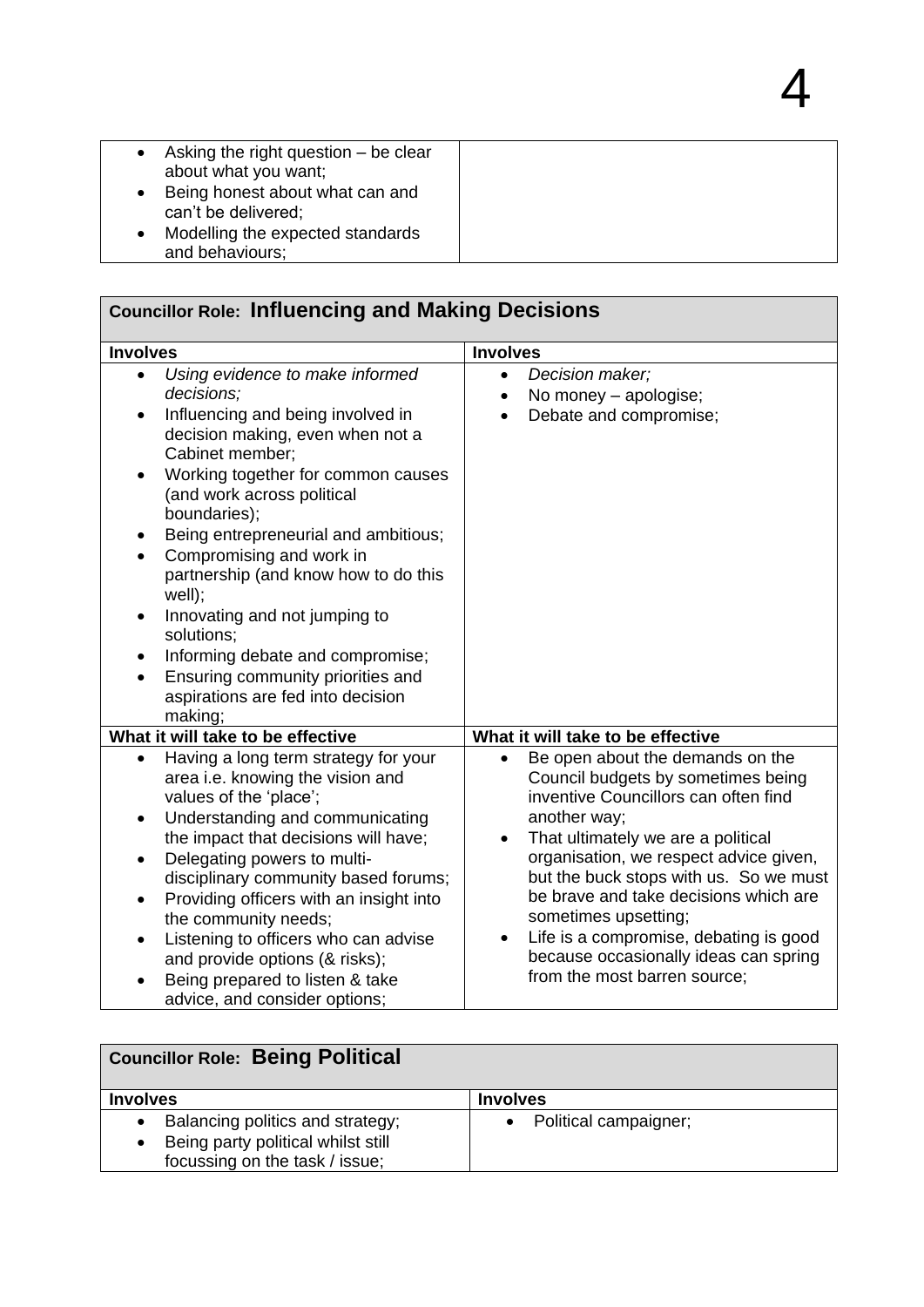| | |
|---|---|
| • Asking the right question – be clear about what you want;<br>• Being honest about what can and can't be delivered;<br>• Modelling the expected standards and behaviours; | |

| **Councillor Role: Influencing and Making Decisions** | |
|---|---|
| **Involves** | **Involves** |
| • *Using evidence to make informed decisions;*<br>• Influencing and being involved in decision making, even when not a Cabinet member;<br>• Working together for common causes (and work across political boundaries);<br>• Being entrepreneurial and ambitious;<br>• Compromising and work in partnership (and know how to do this well);<br>• Innovating and not jumping to solutions;<br>• Informing debate and compromise;<br>• Ensuring community priorities and aspirations are fed into decision making; | • *Decision maker;*<br>• No money – apologise;<br>• Debate and compromise; |
| **What it will take to be effective** | **What it will take to be effective** |
| • Having a long term strategy for your area i.e. knowing the vision and values of the 'place';<br>• Understanding and communicating the impact that decisions will have;<br>• Delegating powers to multi-disciplinary community based forums;<br>• Providing officers with an insight into the community needs;<br>• Listening to officers who can advise and provide options (& risks);<br>• Being prepared to listen & take advice, and consider options; | • Be open about the demands on the Council budgets by sometimes being inventive Councillors can often find another way;<br>• That ultimately we are a political organisation, we respect advice given, but the buck stops with us. So we must be brave and take decisions which are sometimes upsetting;<br>• Life is a compromise, debating is good because occasionally ideas can spring from the most barren source; |

| **Councillor Role: Being Political** | |
|---|---|
| **Involves** | **Involves** |
| • Balancing politics and strategy;<br>• Being party political whilst still focussing on the task / issue; | • Political campaigner; |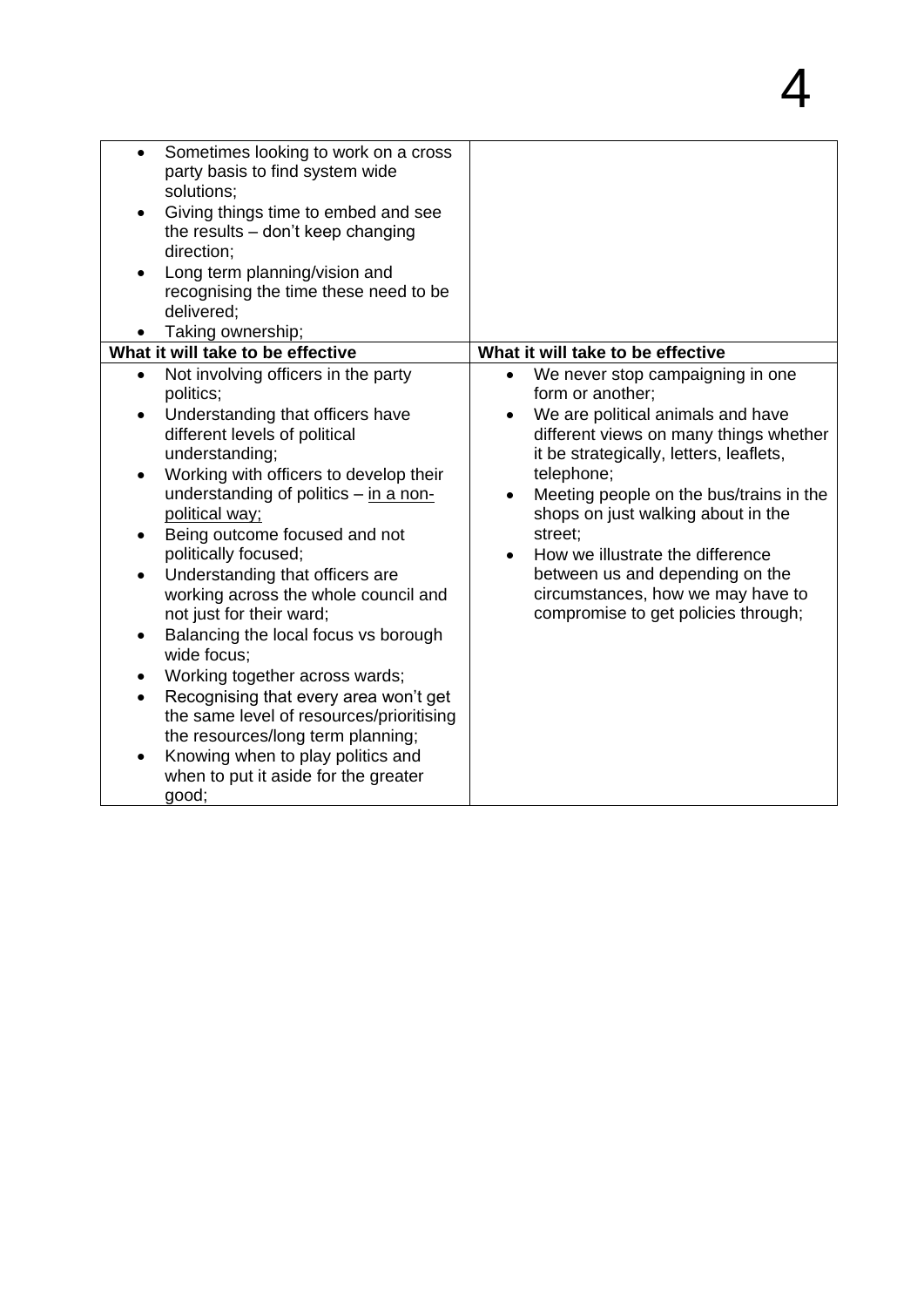| | |
|---|---|
| • Sometimes looking to work on a cross party basis to find system wide solutions;<br>• Giving things time to embed and see the results – don't keep changing direction;<br>• Long term planning/vision and recognising the time these need to be delivered;<br>• Taking ownership; | |
| **What it will take to be effective** | **What it will take to be effective** |
| • Not involving officers in the party politics;<br>• Understanding that officers have different levels of political understanding;<br>• Working with officers to develop their understanding of politics – <u>in a non-political way;</u><br>• Being outcome focused and not politically focused;<br>• Understanding that officers are working across the whole council and not just for their ward;<br>• Balancing the local focus vs borough wide focus;<br>• Working together across wards;<br>• Recognising that every area won't get the same level of resources/prioritising the resources/long term planning;<br>• Knowing when to play politics and when to put it aside for the greater good; | • We never stop campaigning in one form or another;<br>• We are political animals and have different views on many things whether it be strategically, letters, leaflets, telephone;<br>• Meeting people on the bus/trains in the shops on just walking about in the street;<br>• How we illustrate the difference between us and depending on the circumstances, how we may have to compromise to get policies through; |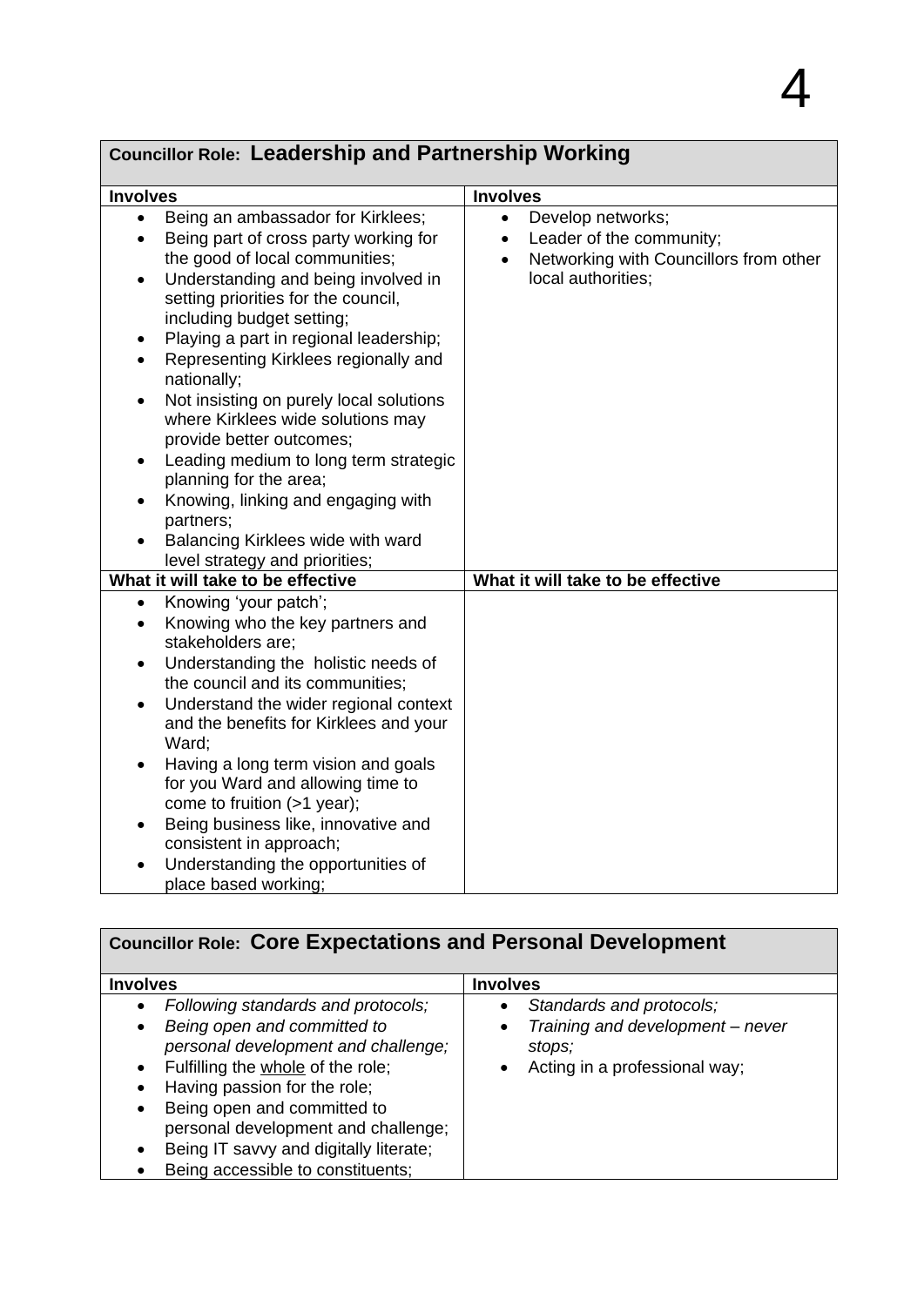| **Councillor Role: Leadership and Partnership Working** | |
|---|---|
| **Involves** | **Involves** |
| • Being an ambassador for Kirklees;<br>• Being part of cross party working for the good of local communities;<br>• Understanding and being involved in setting priorities for the council, including budget setting;<br>• Playing a part in regional leadership;<br>• Representing Kirklees regionally and nationally;<br>• Not insisting on purely local solutions where Kirklees wide solutions may provide better outcomes;<br>• Leading medium to long term strategic planning for the area;<br>• Knowing, linking and engaging with partners;<br>• Balancing Kirklees wide with ward level strategy and priorities; | • Develop networks;<br>• Leader of the community;<br>• Networking with Councillors from other local authorities; |
| **What it will take to be effective** | **What it will take to be effective** |
| • Knowing 'your patch';<br>• Knowing who the key partners and stakeholders are;<br>• Understanding the holistic needs of the council and its communities;<br>• Understand the wider regional context and the benefits for Kirklees and your Ward;<br>• Having a long term vision and goals for you Ward and allowing time to come to fruition (>1 year);<br>• Being business like, innovative and consistent in approach;<br>• Understanding the opportunities of place based working; | |

| **Councillor Role: Core Expectations and Personal Development** | |
|---|---|
| **Involves** | **Involves** |
| • *Following standards and protocols;*<br>• *Being open and committed to personal development and challenge;*<br>• Fulfilling the <u>whole</u> of the role;<br>• Having passion for the role;<br>• Being open and committed to personal development and challenge;<br>• Being IT savvy and digitally literate;<br>• Being accessible to constituents; | • *Standards and protocols;*<br>• *Training and development – never stops;*<br>• Acting in a professional way; |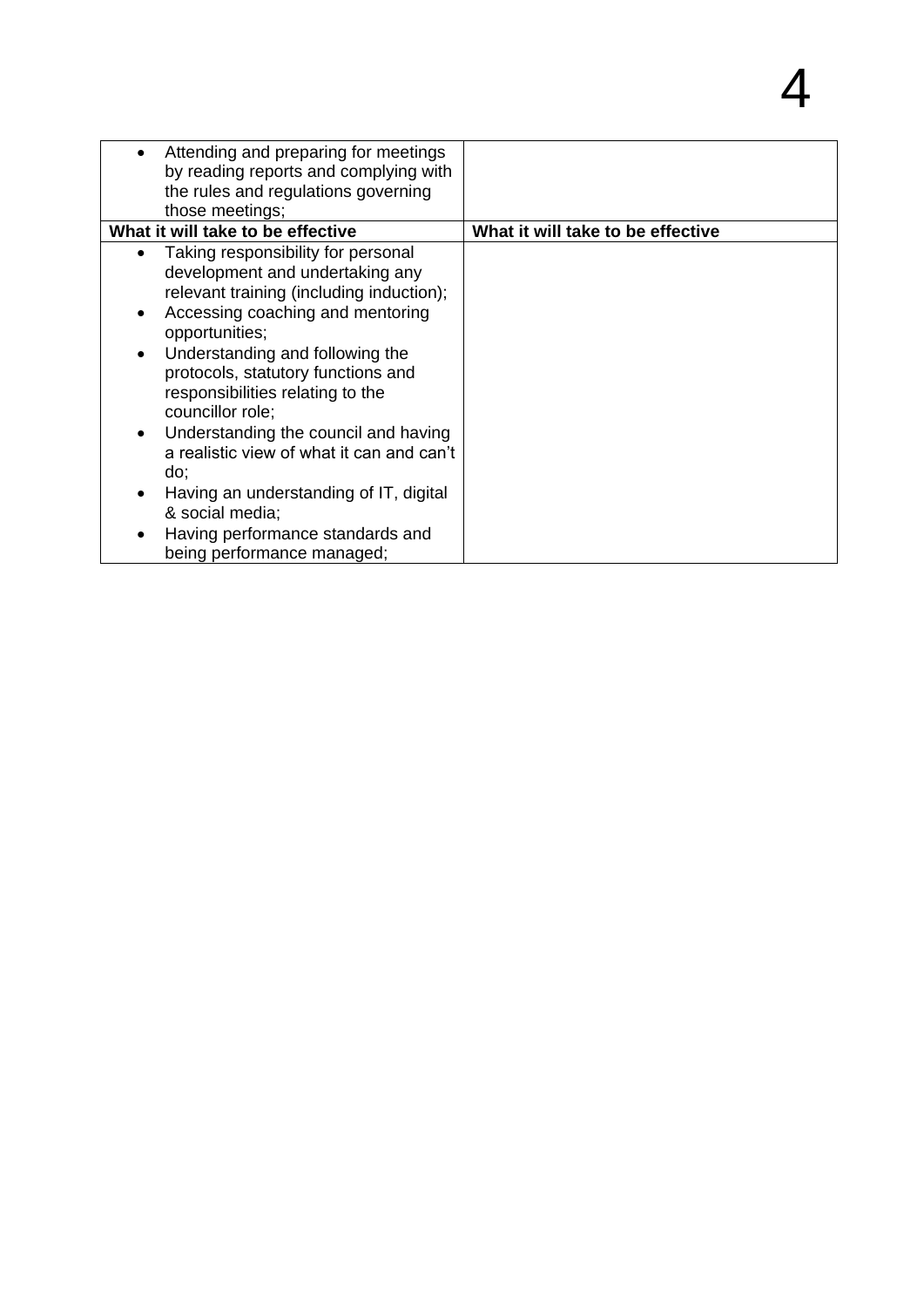| | |
|---|---|
| • Attending and preparing for meetings by reading reports and complying with the rules and regulations governing those meetings; | |
| **What it will take to be effective** | **What it will take to be effective** |
| • Taking responsibility for personal development and undertaking any relevant training (including induction);<br>• Accessing coaching and mentoring opportunities;<br>• Understanding and following the protocols, statutory functions and responsibilities relating to the councillor role;<br>• Understanding the council and having a realistic view of what it can and can't do;<br>• Having an understanding of IT, digital & social media;<br>• Having performance standards and being performance managed; | |